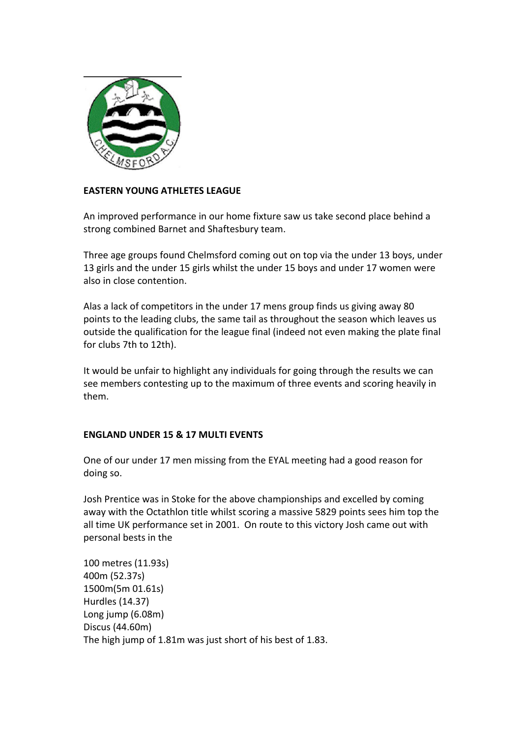## EASTERN YOUNG ATHLETES LEAGUE

An improved performance in our home fixture saw us take second place behind a strong combined Barnet and Shaftesbury team.

Three age groups found Chelmsford coming out on top via the under 13 boys, under 13 girls and the under 15 girls whilst the under 15 boys and under 17 women were also in close contention.

Alas a lack of competitors in the under 17 mens group finds us giving away 80 points to the leading clubs, the same tail as throughout the season which leaves us outside the qualification for the league final (indeed not even making the plate final for clubs 7th to 12th).

It would be unfair to highlight any individuals for going through the results we can see members contesting up to the maximum of three events and scoring heavily in them.

## ENGLAND UNDER 15 & 17 MULTI EVENTS

One of our under 17 men missing from the EYAL meeting had a good reason for doing so.

Josh Prentice was in Stoke for the above championships and excelled by coming away with the Octathlon title whilst scoring a massive 5829 points sees him top the all time UK performance set in 2001. On route to this victory Josh came out with personal bests in the

100 metres (11.93s)
400m (52.37s)
1500m(5m 01.61s)
Hurdles (14.37)
Long jump (6.08m)
Discus (44.60m)
The high jump of 1.81m was just short of his best of 1.83.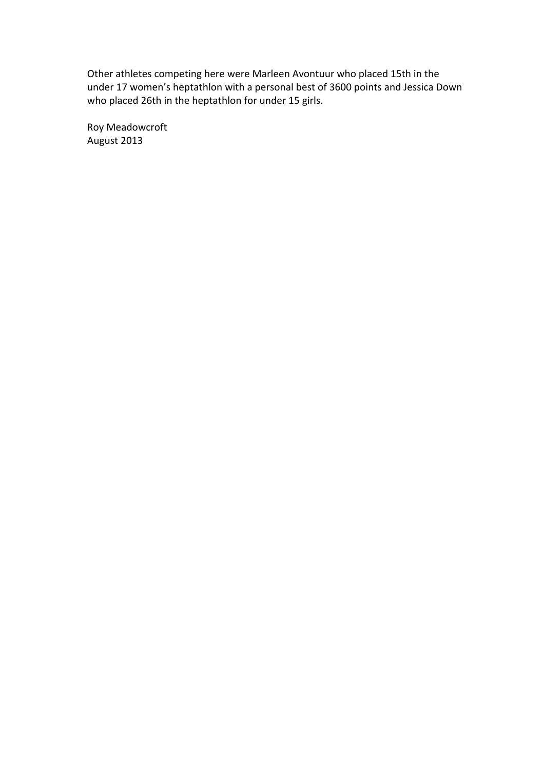Other athletes competing here were Marleen Avontuur who placed 15th in the under 17 women's heptathlon with a personal best of 3600 points and Jessica Down who placed 26th in the heptathlon for under 15 girls.

Roy Meadowcroft
August 2013